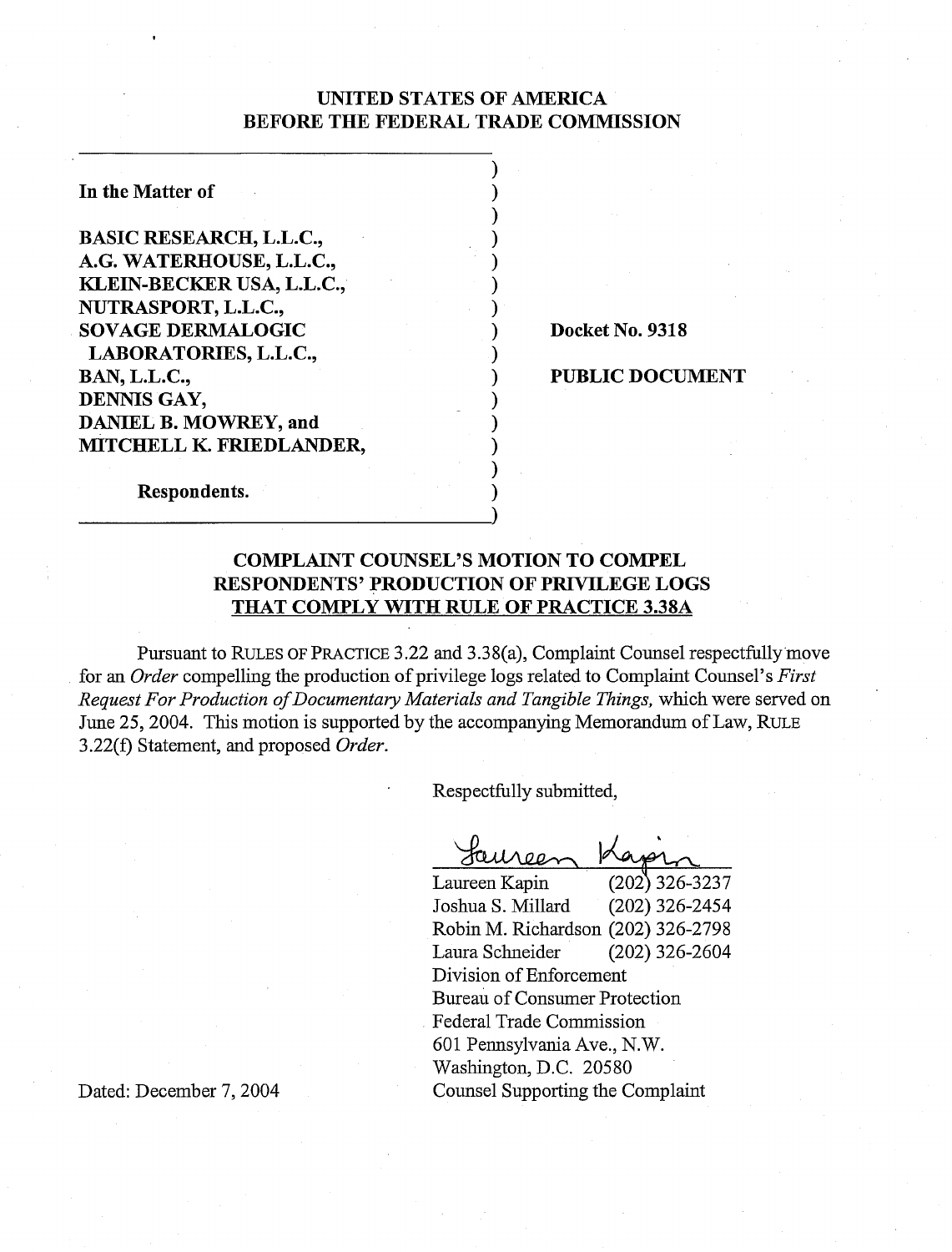**UNITED STATES OF AMERICA**
**BEFORE THE FEDERAL TRADE COMMISSION**

| | |
|---|---|
| **In the Matter of** | |
| **BASIC RESEARCH, L.L.C.,** | |
| **A.G. WATERHOUSE, L.L.C.,** | |
| **KLEIN-BECKER USA, L.L.C.,** | |
| **NUTRASPORT, L.L.C.,** | |
| **SOVAGE DERMALOGIC LABORATORIES, L.L.C.,** | **Docket No. 9318** |
| **BAN, L.L.C.,** | **PUBLIC DOCUMENT** |
| **DENNIS GAY,** | |
| **DANIEL B. MOWREY, and** | |
| **MITCHELL K. FRIEDLANDER,** | |
| **Respondents.** | |

**COMPLAINT COUNSEL'S MOTION TO COMPEL RESPONDENTS' PRODUCTION OF PRIVILEGE LOGS THAT COMPLY WITH RULE OF PRACTICE 3.38A**

Pursuant to RULES OF PRACTICE 3.22 and 3.38(a), Complaint Counsel respectfully move for an *Order* compelling the production of privilege logs related to Complaint Counsel's *First Request For Production of Documentary Materials and Tangible Things,* which were served on June 25, 2004. This motion is supported by the accompanying Memorandum of Law, RULE 3.22(f) Statement, and proposed *Order*.

Respectfully submitted,

Laureen Kapin (202) 326-3237
Joshua S. Millard (202) 326-2454
Robin M. Richardson (202) 326-2798
Laura Schneider (202) 326-2604
Division of Enforcement
Bureau of Consumer Protection
Federal Trade Commission
601 Pennsylvania Ave., N.W.
Washington, D.C. 20580
Counsel Supporting the Complaint

Dated: December 7, 2004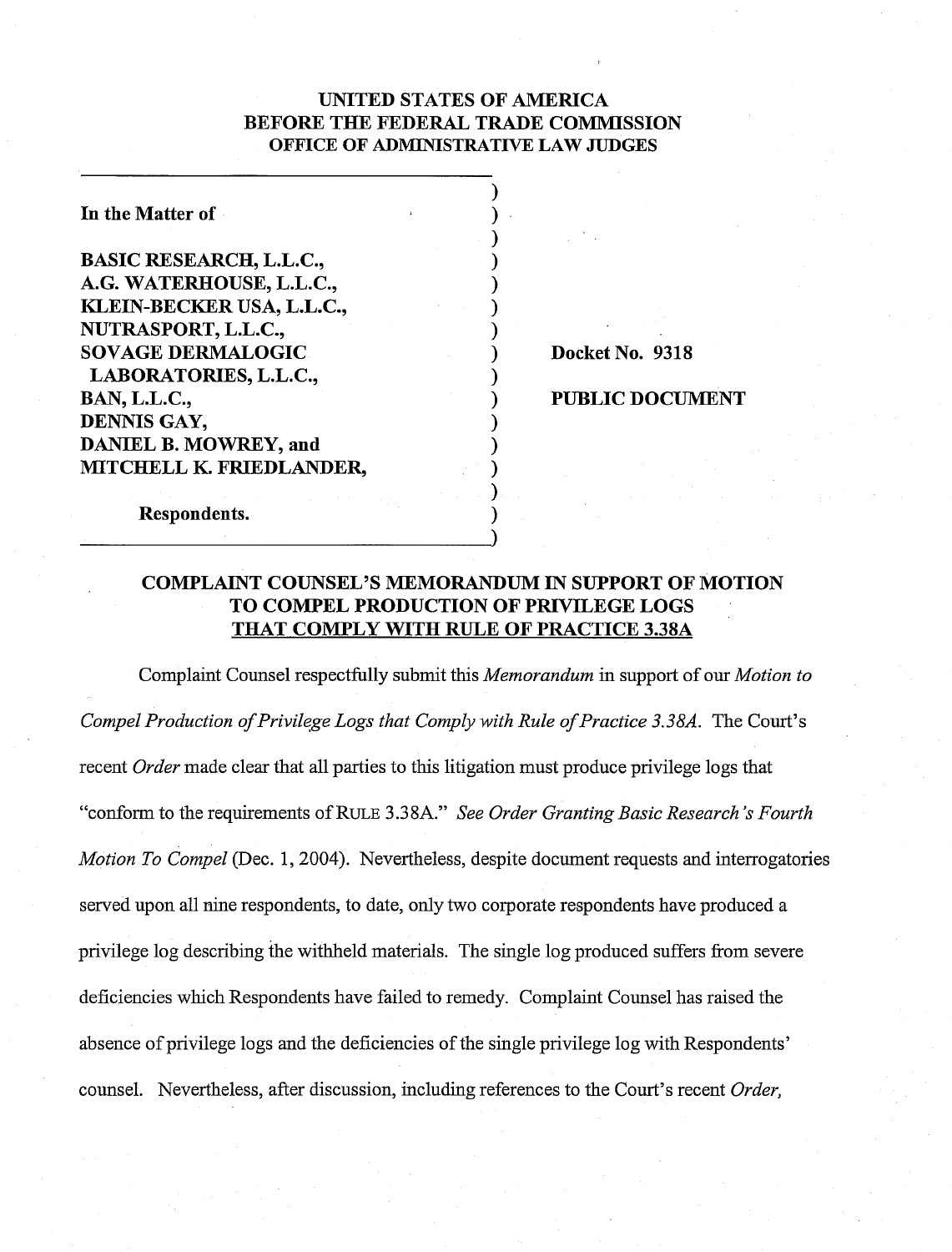**UNITED STATES OF AMERICA**
**BEFORE THE FEDERAL TRADE COMMISSION**
**OFFICE OF ADMINISTRATIVE LAW JUDGES**

| | |
|---|---|
| **In the Matter of**<br><br>**BASIC RESEARCH, L.L.C.,**<br>**A.G. WATERHOUSE, L.L.C.,**<br>**KLEIN-BECKER USA, L.L.C.,**<br>**NUTRASPORT, L.L.C.,**<br>**SOVAGE DERMALOGIC LABORATORIES, L.L.C.,**<br>**BAN, L.L.C.,**<br>**DENNIS GAY,**<br>**DANIEL B. MOWREY, and**<br>**MITCHELL K. FRIEDLANDER,**<br><br>**Respondents.** | **Docket No. 9318**<br><br>**PUBLIC DOCUMENT** |

**COMPLAINT COUNSEL'S MEMORANDUM IN SUPPORT OF MOTION TO COMPEL PRODUCTION OF PRIVILEGE LOGS THAT COMPLY WITH RULE OF PRACTICE 3.38A**

Complaint Counsel respectfully submit this *Memorandum* in support of our *Motion to Compel Production of Privilege Logs that Comply with Rule of Practice 3.38A*. The Court's recent *Order* made clear that all parties to this litigation must produce privilege logs that "conform to the requirements of RULE 3.38A." *See Order Granting Basic Research's Fourth Motion To Compel* (Dec. 1, 2004). Nevertheless, despite document requests and interrogatories served upon all nine respondents, to date, only two corporate respondents have produced a privilege log describing the withheld materials. The single log produced suffers from severe deficiencies which Respondents have failed to remedy. Complaint Counsel has raised the absence of privilege logs and the deficiencies of the single privilege log with Respondents' counsel. Nevertheless, after discussion, including references to the Court's recent *Order,*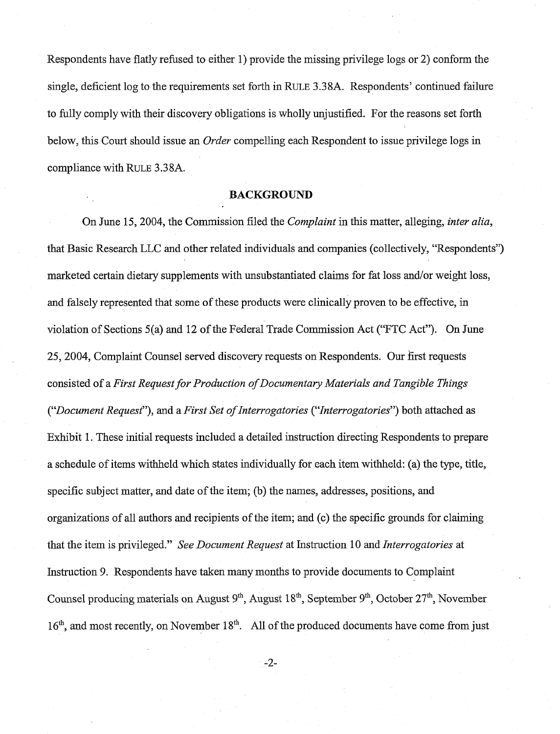Respondents have flatly refused to either 1) provide the missing privilege logs or 2) conform the single, deficient log to the requirements set forth in RULE 3.38A. Respondents' continued failure to fully comply with their discovery obligations is wholly unjustified. For the reasons set forth below, this Court should issue an *Order* compelling each Respondent to issue privilege logs in compliance with RULE 3.38A.

## BACKGROUND

On June 15, 2004, the Commission filed the *Complaint* in this matter, alleging, *inter alia*, that Basic Research LLC and other related individuals and companies (collectively, "Respondents") marketed certain dietary supplements with unsubstantiated claims for fat loss and/or weight loss, and falsely represented that some of these products were clinically proven to be effective, in violation of Sections 5(a) and 12 of the Federal Trade Commission Act ("FTC Act"). On June 25, 2004, Complaint Counsel served discovery requests on Respondents. Our first requests consisted of a *First Request for Production of Documentary Materials and Tangible Things* ("*Document Request*"), and a *First Set of Interrogatories* ("*Interrogatories*") both attached as Exhibit 1. These initial requests included a detailed instruction directing Respondents to prepare a schedule of items withheld which states individually for each item withheld: (a) the type, title, specific subject matter, and date of the item; (b) the names, addresses, positions, and organizations of all authors and recipients of the item; and (c) the specific grounds for claiming that the item is privileged." *See Document Request* at Instruction 10 and *Interrogatories* at Instruction 9. Respondents have taken many months to provide documents to Complaint Counsel producing materials on August 9th, August 18th, September 9th, October 27th, November 16th, and most recently, on November 18th. All of the produced documents have come from just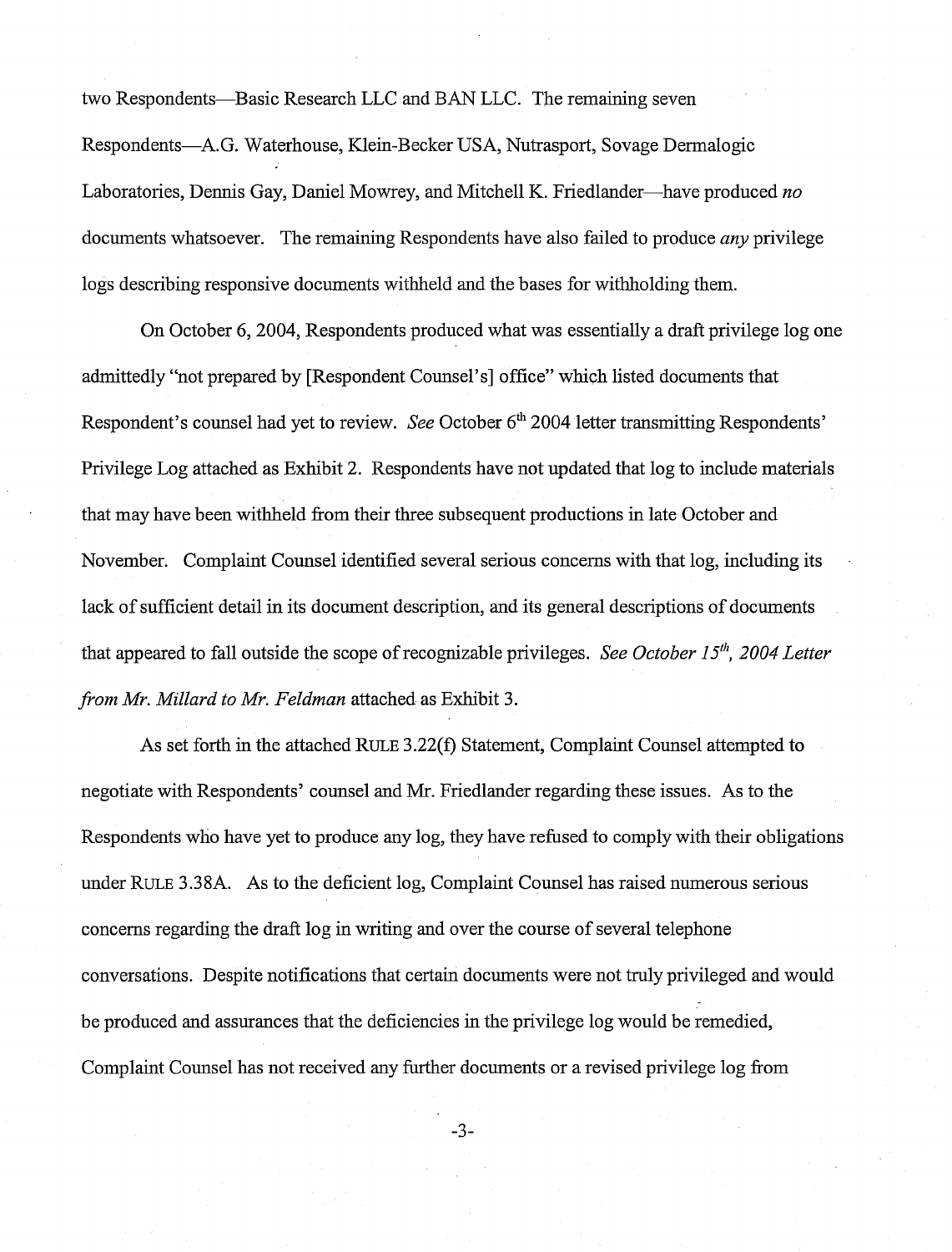two Respondents—Basic Research LLC and BAN LLC. The remaining seven Respondents—A.G. Waterhouse, Klein-Becker USA, Nutrasport, Sovage Dermalogic Laboratories, Dennis Gay, Daniel Mowrey, and Mitchell K. Friedlander—have produced *no* documents whatsoever. The remaining Respondents have also failed to produce *any* privilege logs describing responsive documents withheld and the bases for withholding them.

On October 6, 2004, Respondents produced what was essentially a draft privilege log one admittedly "not prepared by [Respondent Counsel's] office" which listed documents that Respondent's counsel had yet to review. *See* October 6th 2004 letter transmitting Respondents' Privilege Log attached as Exhibit 2. Respondents have not updated that log to include materials that may have been withheld from their three subsequent productions in late October and November. Complaint Counsel identified several serious concerns with that log, including its lack of sufficient detail in its document description, and its general descriptions of documents that appeared to fall outside the scope of recognizable privileges. *See October 15th, 2004 Letter from Mr. Millard to Mr. Feldman* attached as Exhibit 3.

As set forth in the attached RULE 3.22(f) Statement, Complaint Counsel attempted to negotiate with Respondents' counsel and Mr. Friedlander regarding these issues. As to the Respondents who have yet to produce any log, they have refused to comply with their obligations under RULE 3.38A. As to the deficient log, Complaint Counsel has raised numerous serious concerns regarding the draft log in writing and over the course of several telephone conversations. Despite notifications that certain documents were not truly privileged and would be produced and assurances that the deficiencies in the privilege log would be remedied, Complaint Counsel has not received any further documents or a revised privilege log from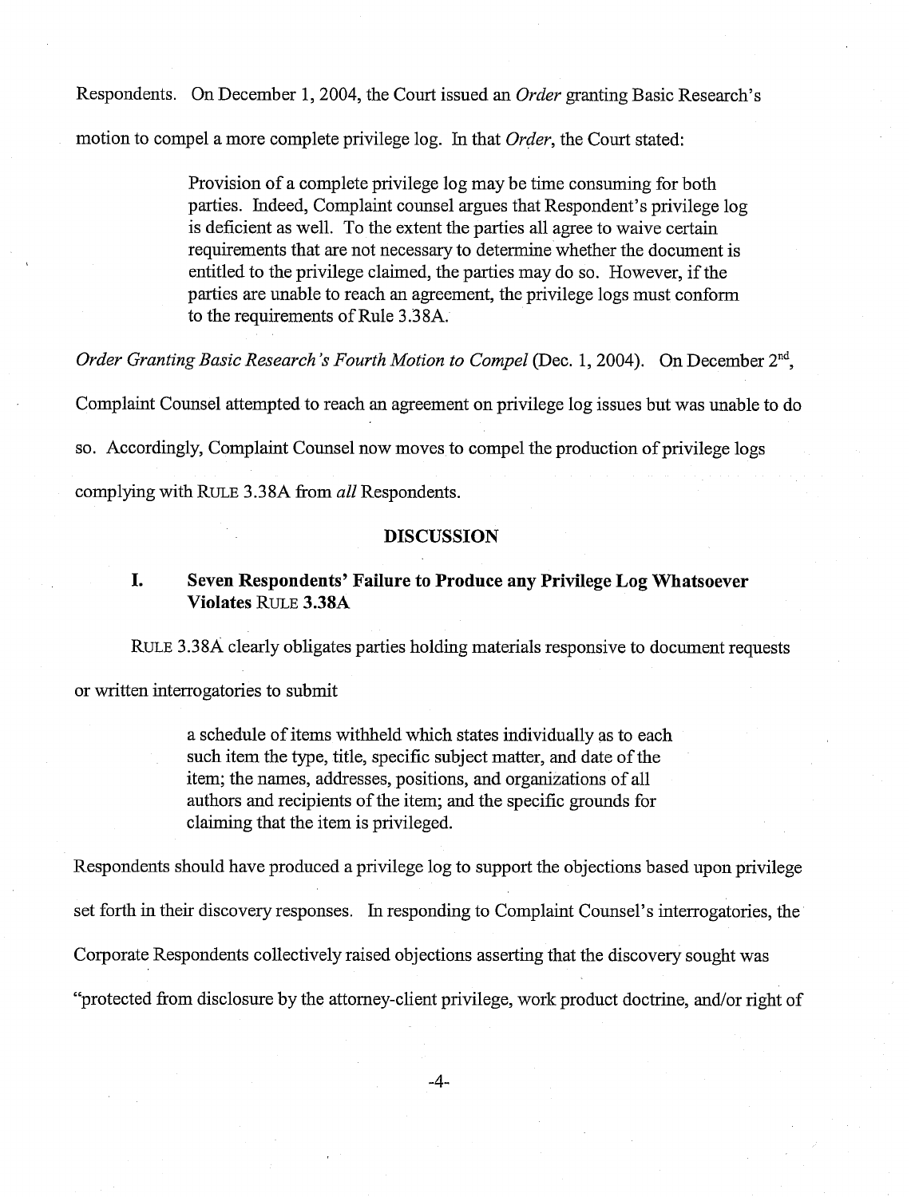Respondents. On December 1, 2004, the Court issued an *Order* granting Basic Research's motion to compel a more complete privilege log. In that *Order*, the Court stated:

> Provision of a complete privilege log may be time consuming for both parties. Indeed, Complaint counsel argues that Respondent's privilege log is deficient as well. To the extent the parties all agree to waive certain requirements that are not necessary to determine whether the document is entitled to the privilege claimed, the parties may do so. However, if the parties are unable to reach an agreement, the privilege logs must conform to the requirements of Rule 3.38A.

*Order Granting Basic Research's Fourth Motion to Compel* (Dec. 1, 2004). On December 2nd, Complaint Counsel attempted to reach an agreement on privilege log issues but was unable to do so. Accordingly, Complaint Counsel now moves to compel the production of privilege logs complying with RULE 3.38A from *all* Respondents.

## DISCUSSION

### I. Seven Respondents' Failure to Produce any Privilege Log Whatsoever Violates RULE 3.38A

RULE 3.38A clearly obligates parties holding materials responsive to document requests or written interrogatories to submit

> a schedule of items withheld which states individually as to each such item the type, title, specific subject matter, and date of the item; the names, addresses, positions, and organizations of all authors and recipients of the item; and the specific grounds for claiming that the item is privileged.

Respondents should have produced a privilege log to support the objections based upon privilege set forth in their discovery responses. In responding to Complaint Counsel's interrogatories, the Corporate Respondents collectively raised objections asserting that the discovery sought was "protected from disclosure by the attorney-client privilege, work product doctrine, and/or right of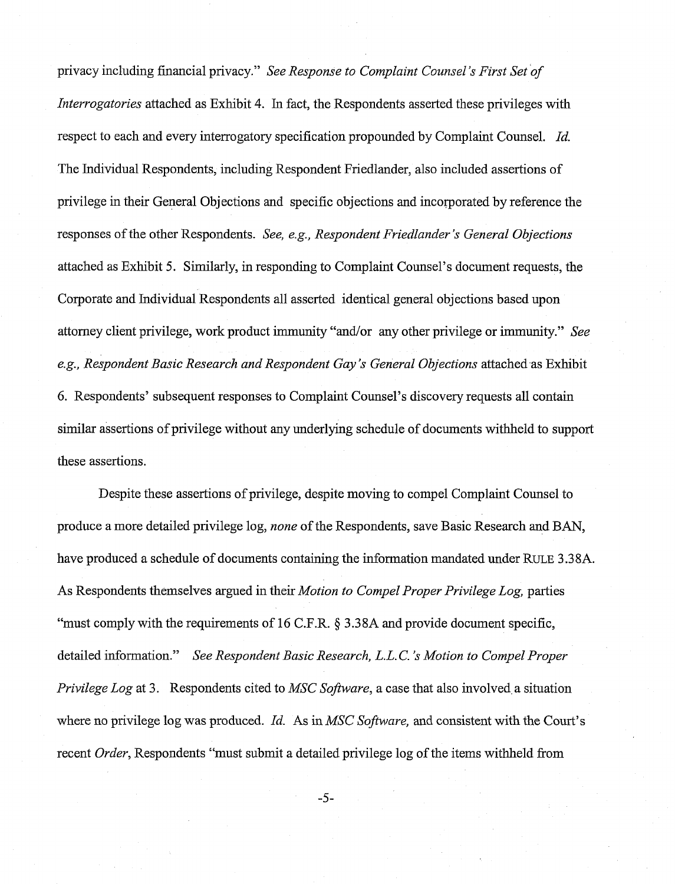privacy including financial privacy." *See Response to Complaint Counsel's First Set of Interrogatories* attached as Exhibit 4. In fact, the Respondents asserted these privileges with respect to each and every interrogatory specification propounded by Complaint Counsel. *Id.* The Individual Respondents, including Respondent Friedlander, also included assertions of privilege in their General Objections and specific objections and incorporated by reference the responses of the other Respondents. *See, e.g., Respondent Friedlander's General Objections* attached as Exhibit 5. Similarly, in responding to Complaint Counsel's document requests, the Corporate and Individual Respondents all asserted identical general objections based upon attorney client privilege, work product immunity "and/or any other privilege or immunity." *See e.g., Respondent Basic Research and Respondent Gay's General Objections* attached as Exhibit 6. Respondents' subsequent responses to Complaint Counsel's discovery requests all contain similar assertions of privilege without any underlying schedule of documents withheld to support these assertions.

Despite these assertions of privilege, despite moving to compel Complaint Counsel to produce a more detailed privilege log, *none* of the Respondents, save Basic Research and BAN, have produced a schedule of documents containing the information mandated under RULE 3.38A. As Respondents themselves argued in their *Motion to Compel Proper Privilege Log,* parties "must comply with the requirements of 16 C.F.R. § 3.38A and provide document specific, detailed information." *See Respondent Basic Research, L.L.C.'s Motion to Compel Proper Privilege Log* at 3. Respondents cited to *MSC Software*, a case that also involved a situation where no privilege log was produced. *Id.* As in *MSC Software,* and consistent with the Court's recent *Order*, Respondents "must submit a detailed privilege log of the items withheld from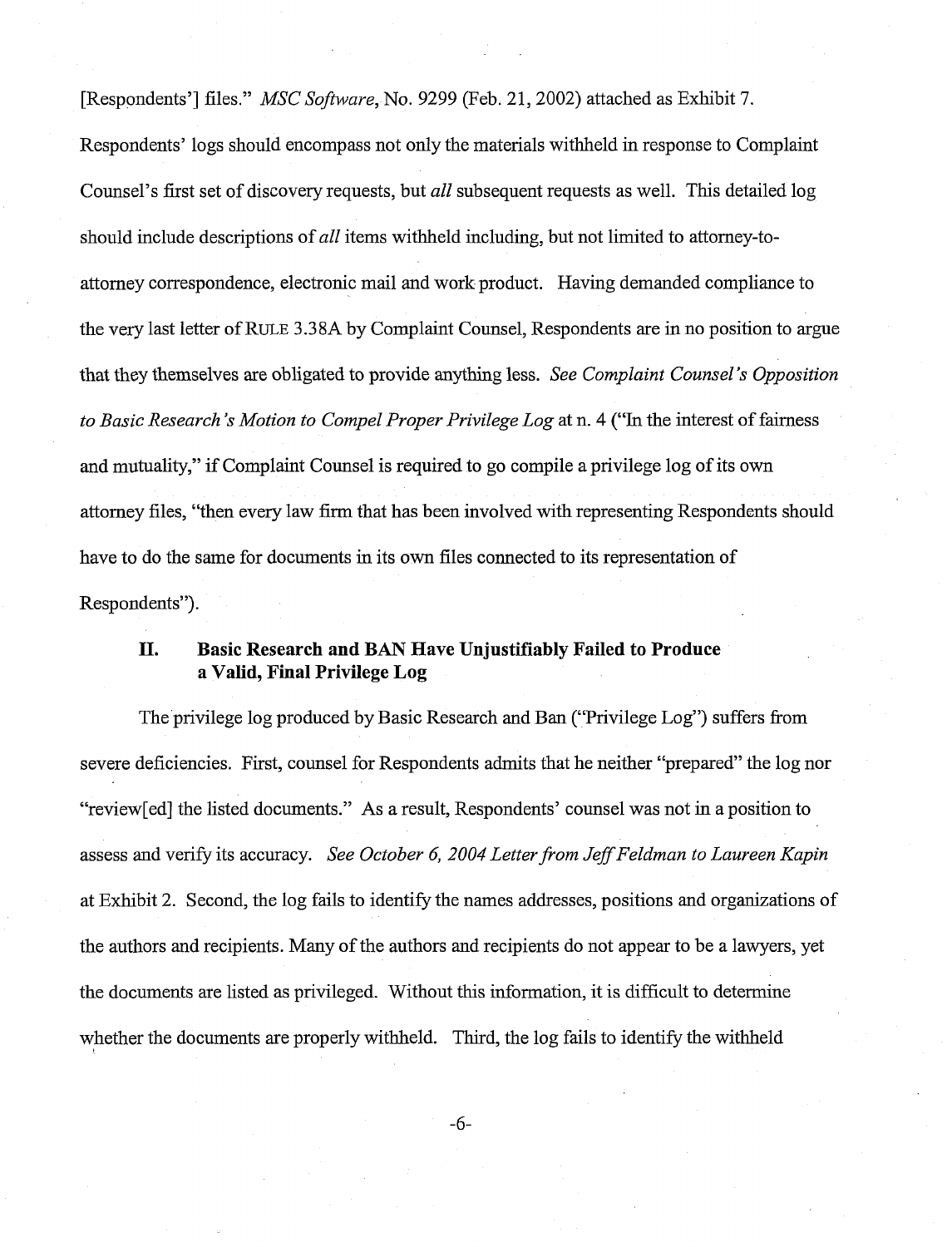[Respondents'] files." *MSC Software*, No. 9299 (Feb. 21, 2002) attached as Exhibit 7. Respondents' logs should encompass not only the materials withheld in response to Complaint Counsel's first set of discovery requests, but *all* subsequent requests as well. This detailed log should include descriptions of *all* items withheld including, but not limited to attorney-to-attorney correspondence, electronic mail and work product. Having demanded compliance to the very last letter of RULE 3.38A by Complaint Counsel, Respondents are in no position to argue that they themselves are obligated to provide anything less. *See Complaint Counsel's Opposition to Basic Research's Motion to Compel Proper Privilege Log* at n. 4 ("In the interest of fairness and mutuality," if Complaint Counsel is required to go compile a privilege log of its own attorney files, "then every law firm that has been involved with representing Respondents should have to do the same for documents in its own files connected to its representation of Respondents").

## II. Basic Research and BAN Have Unjustifiably Failed to Produce a Valid, Final Privilege Log

The privilege log produced by Basic Research and Ban ("Privilege Log") suffers from severe deficiencies. First, counsel for Respondents admits that he neither "prepared" the log nor "review[ed] the listed documents." As a result, Respondents' counsel was not in a position to assess and verify its accuracy. *See October 6, 2004 Letter from Jeff Feldman to Laureen Kapin* at Exhibit 2. Second, the log fails to identify the names addresses, positions and organizations of the authors and recipients. Many of the authors and recipients do not appear to be a lawyers, yet the documents are listed as privileged. Without this information, it is difficult to determine whether the documents are properly withheld. Third, the log fails to identify the withheld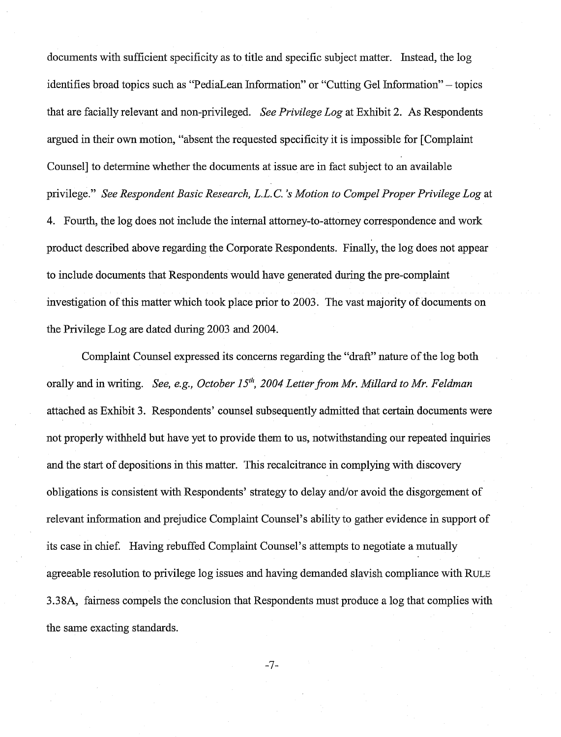documents with sufficient specificity as to title and specific subject matter. Instead, the log identifies broad topics such as "PediaLean Information" or "Cutting Gel Information" – topics that are facially relevant and non-privileged. *See Privilege Log* at Exhibit 2. As Respondents argued in their own motion, "absent the requested specificity it is impossible for [Complaint Counsel] to determine whether the documents at issue are in fact subject to an available privilege." *See Respondent Basic Research, L.L.C.'s Motion to Compel Proper Privilege Log* at 4. Fourth, the log does not include the internal attorney-to-attorney correspondence and work product described above regarding the Corporate Respondents. Finally, the log does not appear to include documents that Respondents would have generated during the pre-complaint investigation of this matter which took place prior to 2003. The vast majority of documents on the Privilege Log are dated during 2003 and 2004.

Complaint Counsel expressed its concerns regarding the "draft" nature of the log both orally and in writing. *See, e.g., October 15th, 2004 Letter from Mr. Millard to Mr. Feldman* attached as Exhibit 3. Respondents' counsel subsequently admitted that certain documents were not properly withheld but have yet to provide them to us, notwithstanding our repeated inquiries and the start of depositions in this matter. This recalcitrance in complying with discovery obligations is consistent with Respondents' strategy to delay and/or avoid the disgorgement of relevant information and prejudice Complaint Counsel's ability to gather evidence in support of its case in chief. Having rebuffed Complaint Counsel's attempts to negotiate a mutually agreeable resolution to privilege log issues and having demanded slavish compliance with RULE 3.38A, fairness compels the conclusion that Respondents must produce a log that complies with the same exacting standards.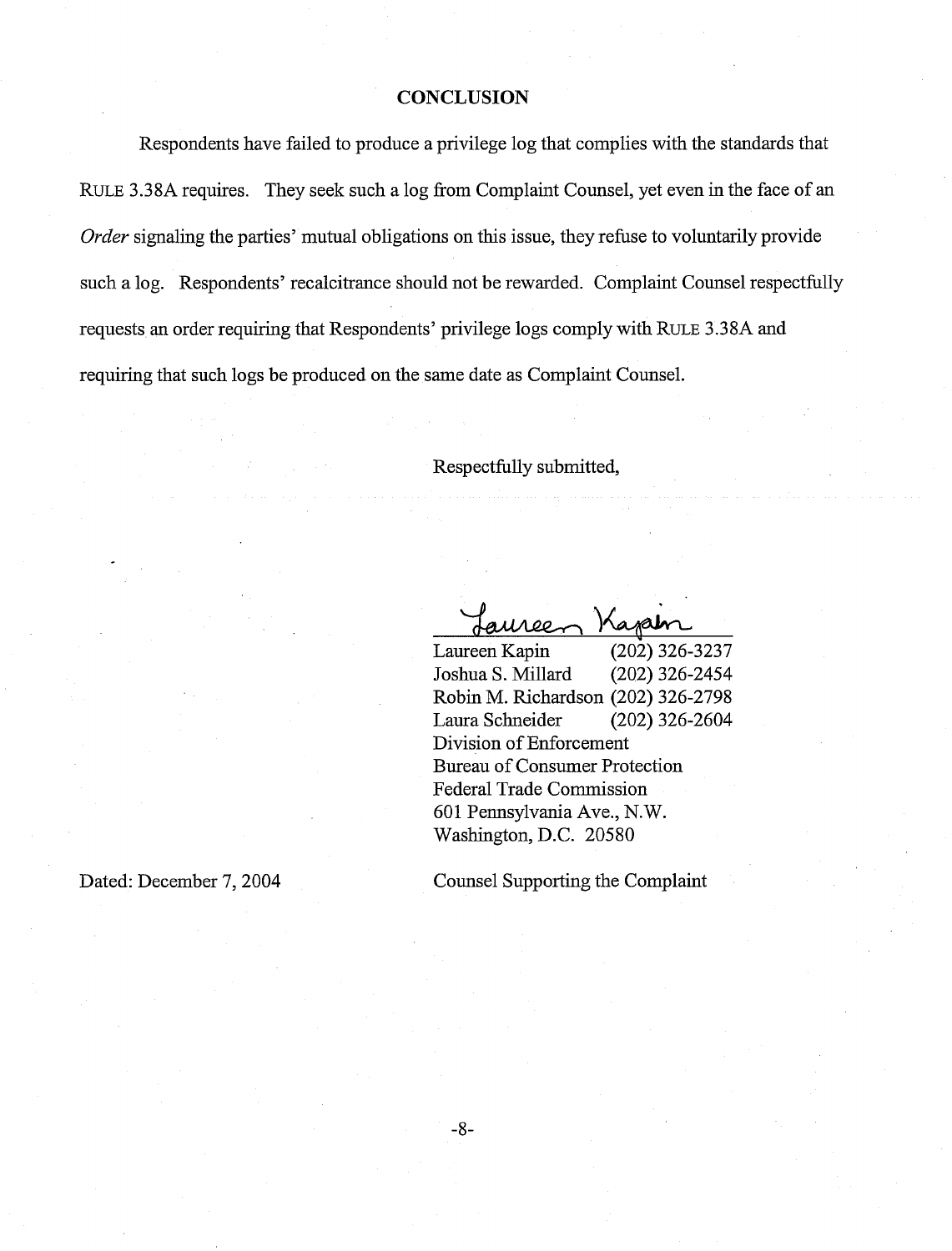## CONCLUSION

Respondents have failed to produce a privilege log that complies with the standards that RULE 3.38A requires. They seek such a log from Complaint Counsel, yet even in the face of an *Order* signaling the parties' mutual obligations on this issue, they refuse to voluntarily provide such a log. Respondents' recalcitrance should not be rewarded. Complaint Counsel respectfully requests an order requiring that Respondents' privilege logs comply with RULE 3.38A and requiring that such logs be produced on the same date as Complaint Counsel.

Respectfully submitted,

Laureen Kapin (202) 326-3237
Joshua S. Millard (202) 326-2454
Robin M. Richardson (202) 326-2798
Laura Schneider (202) 326-2604
Division of Enforcement
Bureau of Consumer Protection
Federal Trade Commission
601 Pennsylvania Ave., N.W.
Washington, D.C. 20580

Dated: December 7, 2004

Counsel Supporting the Complaint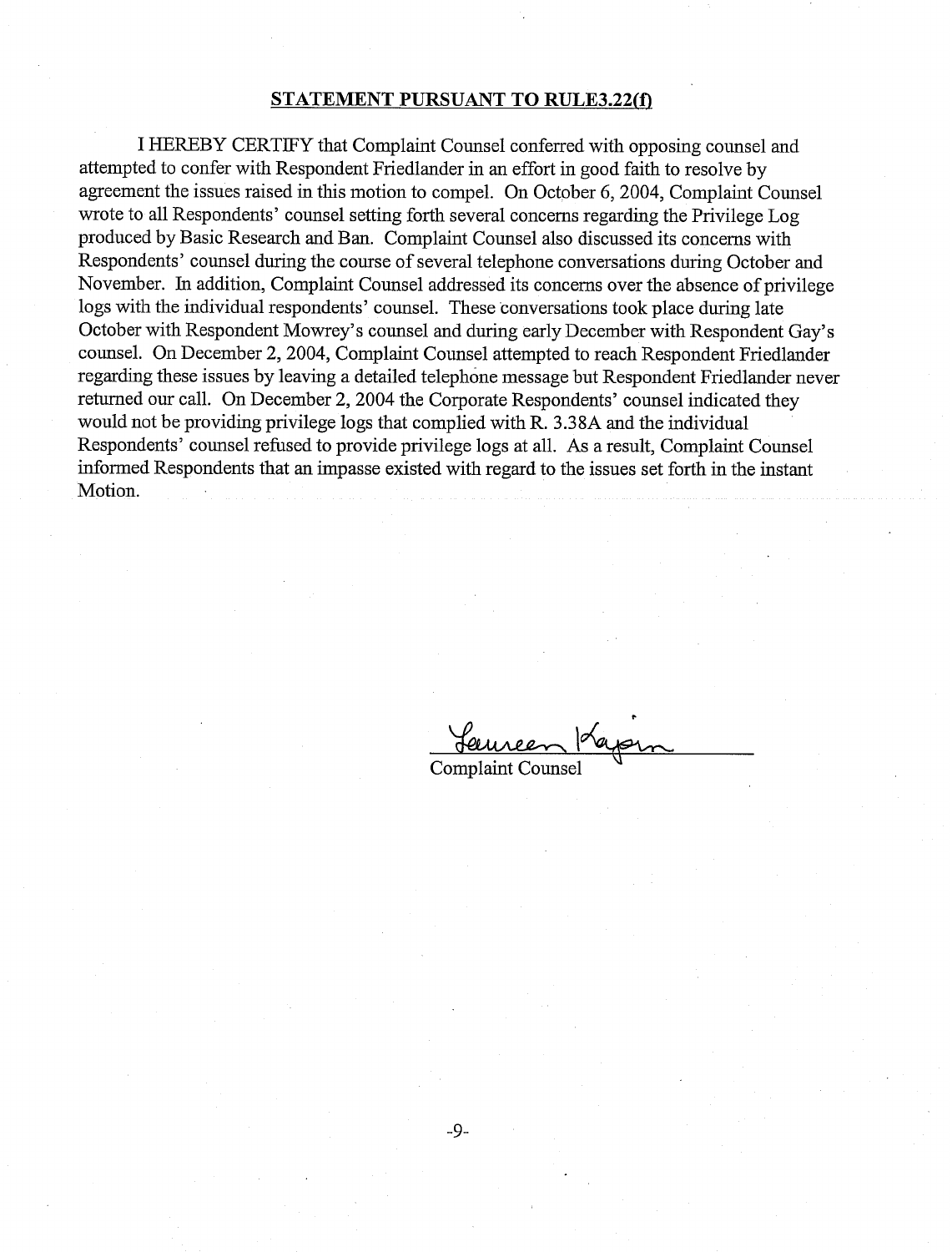**STATEMENT PURSUANT TO RULE3.22(f)**

I HEREBY CERTIFY that Complaint Counsel conferred with opposing counsel and attempted to confer with Respondent Friedlander in an effort in good faith to resolve by agreement the issues raised in this motion to compel. On October 6, 2004, Complaint Counsel wrote to all Respondents' counsel setting forth several concerns regarding the Privilege Log produced by Basic Research and Ban. Complaint Counsel also discussed its concerns with Respondents' counsel during the course of several telephone conversations during October and November. In addition, Complaint Counsel addressed its concerns over the absence of privilege logs with the individual respondents' counsel. These conversations took place during late October with Respondent Mowrey's counsel and during early December with Respondent Gay's counsel. On December 2, 2004, Complaint Counsel attempted to reach Respondent Friedlander regarding these issues by leaving a detailed telephone message but Respondent Friedlander never returned our call. On December 2, 2004 the Corporate Respondents' counsel indicated they would not be providing privilege logs that complied with R. 3.38A and the individual Respondents' counsel refused to provide privilege logs at all. As a result, Complaint Counsel informed Respondents that an impasse existed with regard to the issues set forth in the instant Motion.

Laureen Kapin

Complaint Counsel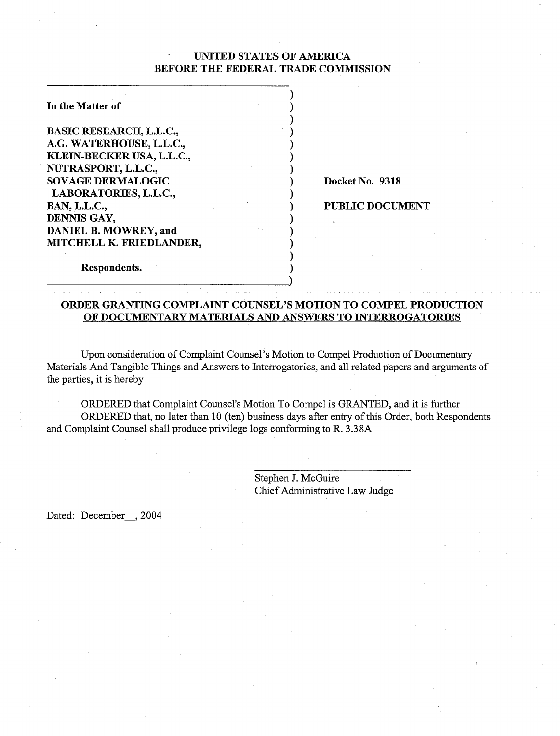**UNITED STATES OF AMERICA**
**BEFORE THE FEDERAL TRADE COMMISSION**

| | |
|---|---|
| **In the Matter of**<br><br>**BASIC RESEARCH, L.L.C.,**<br>**A.G. WATERHOUSE, L.L.C.,**<br>**KLEIN-BECKER USA, L.L.C.,**<br>**NUTRASPORT, L.L.C.,**<br>**SOVAGE DERMALOGIC LABORATORIES, L.L.C.,**<br>**BAN, L.L.C.,**<br>**DENNIS GAY,**<br>**DANIEL B. MOWREY, and**<br>**MITCHELL K. FRIEDLANDER,**<br><br>**Respondents.** | **Docket No. 9318**<br><br>**PUBLIC DOCUMENT** |

**ORDER GRANTING COMPLAINT COUNSEL'S MOTION TO COMPEL PRODUCTION OF DOCUMENTARY MATERIALS AND ANSWERS TO INTERROGATORIES**

Upon consideration of Complaint Counsel's Motion to Compel Production of Documentary Materials And Tangible Things and Answers to Interrogatories, and all related papers and arguments of the parties, it is hereby

ORDERED that Complaint Counsel's Motion To Compel is GRANTED, and it is further

ORDERED that, no later than 10 (ten) business days after entry of this Order, both Respondents and Complaint Counsel shall produce privilege logs conforming to R. 3.38A

Stephen J. McGuire
Chief Administrative Law Judge

Dated: December__, 2004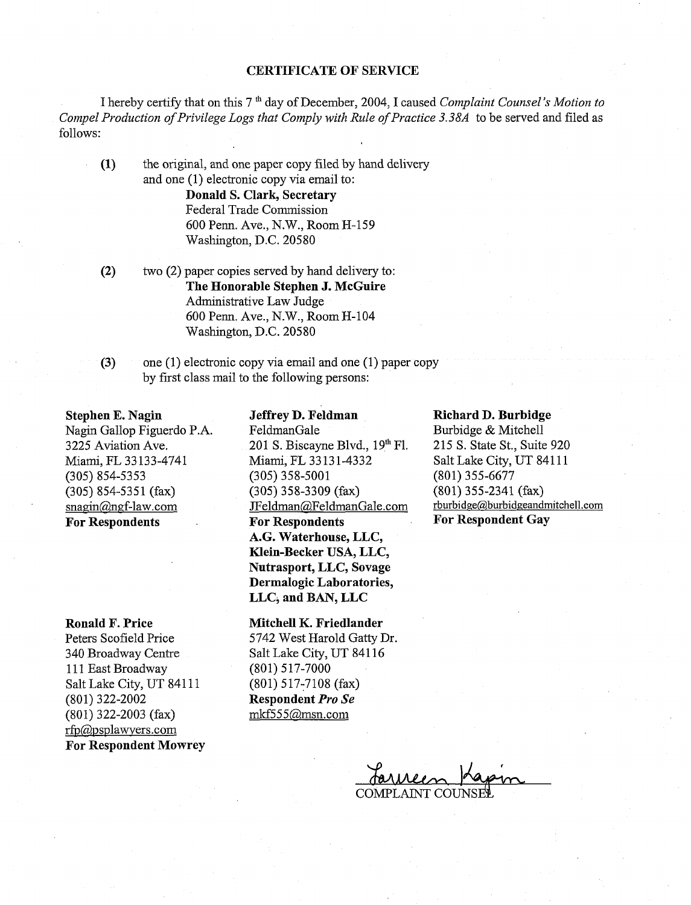## CERTIFICATE OF SERVICE

I hereby certify that on this 7[th] day of December, 2004, I caused *Complaint Counsel's Motion to Compel Production of Privilege Logs that Comply with Rule of Practice 3.38A* to be served and filed as follows:

(1) the original, and one paper copy filed by hand delivery and one (1) electronic copy via email to:

**Donald S. Clark, Secretary**
Federal Trade Commission
600 Penn. Ave., N.W., Room H-159
Washington, D.C. 20580

(2) two (2) paper copies served by hand delivery to:

**The Honorable Stephen J. McGuire**
Administrative Law Judge
600 Penn. Ave., N.W., Room H-104
Washington, D.C. 20580

(3) one (1) electronic copy via email and one (1) paper copy by first class mail to the following persons:

**Stephen E. Nagin**
Nagin Gallop Figuerdo P.A.
3225 Aviation Ave.
Miami, FL 33133-4741
(305) 854-5353
(305) 854-5351 (fax)
snagin@ngf-law.com
**For Respondents**

**Jeffrey D. Feldman**
FeldmanGale
201 S. Biscayne Blvd., 19[th] Fl.
Miami, FL 33131-4332
(305) 358-5001
(305) 358-3309 (fax)
JFeldman@FeldmanGale.com
**For Respondents A.G. Waterhouse, LLC, Klein-Becker USA, LLC, Nutrasport, LLC, Sovage Dermalogic Laboratories, LLC, and BAN, LLC**

**Richard D. Burbidge**
Burbidge & Mitchell
215 S. State St., Suite 920
Salt Lake City, UT 84111
(801) 355-6677
(801) 355-2341 (fax)
rburbidge@burbidgeandmitchell.com
**For Respondent Gay**

**Ronald F. Price**
Peters Scofield Price
340 Broadway Centre
111 East Broadway
Salt Lake City, UT 84111
(801) 322-2002
(801) 322-2003 (fax)
rfp@psplawyers.com
**For Respondent Mowrey**

**Mitchell K. Friedlander**
5742 West Harold Gatty Dr.
Salt Lake City, UT 84116
(801) 517-7000
(801) 517-7108 (fax)
**Respondent *Pro Se***
mkf555@msn.com

Laureen Kapin
COMPLAINT COUNSEL